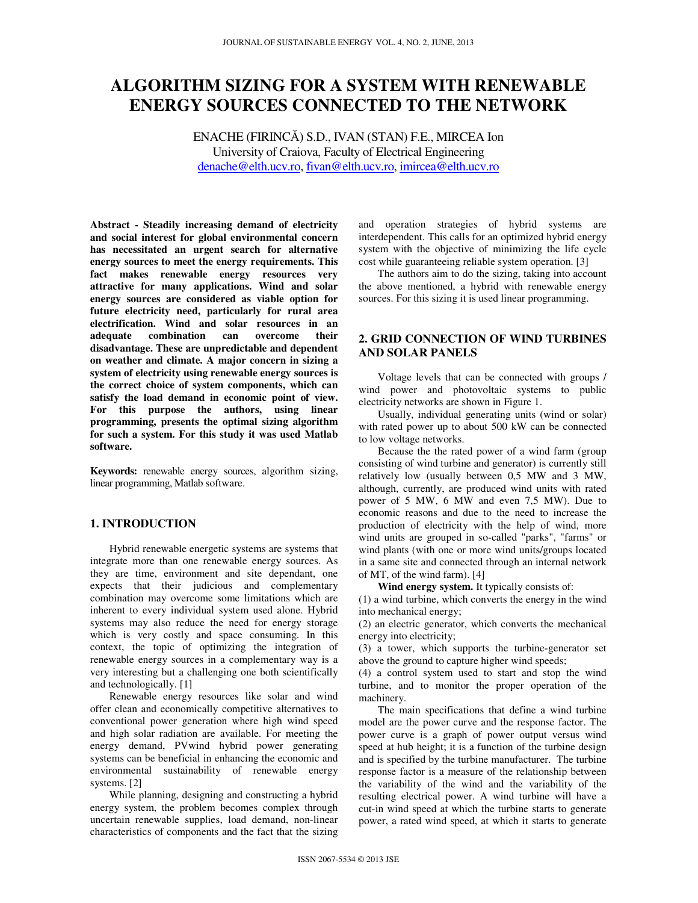# ALGORITHM SIZING FOR A SYSTEM WITH RENEWABLE ENERGY SOURCES CONNECTED TO THE NETWORK

ENACHE (FIRINCĂ) S.D., IVAN (STAN) F.E., MIRCEA Ion
University of Craiova, Faculty of Electrical Engineering
denache@elth.ucv.ro, fivan@elth.ucv.ro, imircea@elth.ucv.ro

**Abstract - Steadily increasing demand of electricity and social interest for global environmental concern has necessitated an urgent search for alternative energy sources to meet the energy requirements. This fact makes renewable energy resources very attractive for many applications. Wind and solar energy sources are considered as viable option for future electricity need, particularly for rural area electrification. Wind and solar resources in an adequate combination can overcome their disadvantage. These are unpredictable and dependent on weather and climate. A major concern in sizing a system of electricity using renewable energy sources is the correct choice of system components, which can satisfy the load demand in economic point of view. For this purpose the authors, using linear programming, presents the optimal sizing algorithm for such a system. For this study it was used Matlab software.**

**Keywords:** renewable energy sources, algorithm sizing, linear programming, Matlab software.

## 1. INTRODUCTION

Hybrid renewable energetic systems are systems that integrate more than one renewable energy sources. As they are time, environment and site dependant, one expects that their judicious and complementary combination may overcome some limitations which are inherent to every individual system used alone. Hybrid systems may also reduce the need for energy storage which is very costly and space consuming. In this context, the topic of optimizing the integration of renewable energy sources in a complementary way is a very interesting but a challenging one both scientifically and technologically. [1]

Renewable energy resources like solar and wind offer clean and economically competitive alternatives to conventional power generation where high wind speed and high solar radiation are available. For meeting the energy demand, PVwind hybrid power generating systems can be beneficial in enhancing the economic and environmental sustainability of renewable energy systems. [2]

While planning, designing and constructing a hybrid energy system, the problem becomes complex through uncertain renewable supplies, load demand, non-linear characteristics of components and the fact that the sizing and operation strategies of hybrid systems are interdependent. This calls for an optimized hybrid energy system with the objective of minimizing the life cycle cost while guaranteeing reliable system operation. [3]

The authors aim to do the sizing, taking into account the above mentioned, a hybrid with renewable energy sources. For this sizing it is used linear programming.

## 2. GRID CONNECTION OF WIND TURBINES AND SOLAR PANELS

Voltage levels that can be connected with groups / wind power and photovoltaic systems to public electricity networks are shown in Figure 1.

Usually, individual generating units (wind or solar) with rated power up to about 500 kW can be connected to low voltage networks.

Because the the rated power of a wind farm (group consisting of wind turbine and generator) is currently still relatively low (usually between 0,5 MW and 3 MW, although, currently, are produced wind units with rated power of 5 MW, 6 MW and even 7,5 MW). Due to economic reasons and due to the need to increase the production of electricity with the help of wind, more wind units are grouped in so-called "parks", "farms" or wind plants (with one or more wind units/groups located in a same site and connected through an internal network of MT, of the wind farm). [4]

**Wind energy system.** It typically consists of:

(1) a wind turbine, which converts the energy in the wind into mechanical energy;

(2) an electric generator, which converts the mechanical energy into electricity;

(3) a tower, which supports the turbine-generator set above the ground to capture higher wind speeds;

(4) a control system used to start and stop the wind turbine, and to monitor the proper operation of the machinery.

The main specifications that define a wind turbine model are the power curve and the response factor. The power curve is a graph of power output versus wind speed at hub height; it is a function of the turbine design and is specified by the turbine manufacturer. The turbine response factor is a measure of the relationship between the variability of the wind and the variability of the resulting electrical power. A wind turbine will have a cut-in wind speed at which the turbine starts to generate power, a rated wind speed, at which it starts to generate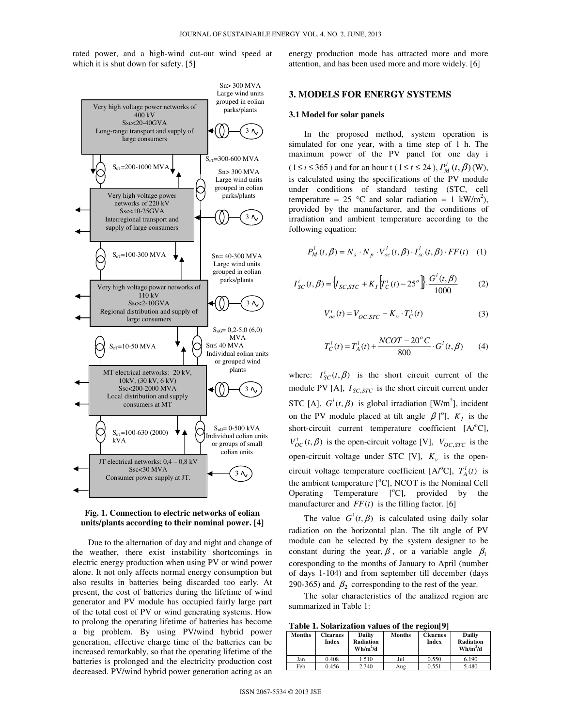rated power, and a high-wind cut-out wind speed at which it is shut down for safety. [5]

**Fig. 1. Connection to electric networks of eolian units/plants according to their nominal power. [4]**

Due to the alternation of day and night and change of the weather, there exist instability shortcomings in electric energy production when using PV or wind power alone. It not only affects normal energy consumption but also results in batteries being discarded too early. At present, the cost of batteries during the lifetime of wind generator and PV module has occupied fairly large part of the total cost of PV or wind generating systems. How to prolong the operating lifetime of batteries has become a big problem. By using PV/wind hybrid power generation, effective charge time of the batteries can be increased remarkably, so that the operating lifetime of the batteries is prolonged and the electricity production cost decreased. PV/wind hybrid power generation acting as an energy production mode has attracted more and more attention, and has been used more and more widely. [6]

## 3. MODELS FOR ENERGY SYSTEMS

### 3.1 Model for solar panels

In the proposed method, system operation is simulated for one year, with a time step of 1 h. The maximum power of the PV panel for one day i ($1 \leq i \leq 365$) and for an hour t ($1 \leq t \leq 24$), $P_M^i(t,\beta)$ (W), is calculated using the specifications of the PV module under conditions of standard testing (STC, cell temperature = 25 °C and solar radiation = 1 kW/m$^2$), provided by the manufacturer, and the conditions of irradiation and ambient temperature according to the following equation:

$$P_M^i(t,\beta) = N_s \cdot N_p \cdot V_{oc}^i(t,\beta) \cdot I_{sc}^i(t,\beta) \cdot FF(t) \quad (1)$$

$$I_{SC}^i(t,\beta) = \left\{ I_{SC,STC} + K_I \left[ T_C^i(t) - 25^o \right] \right\} \cdot \frac{G^i(t,\beta)}{1000} \quad (2)$$

$$V_{oc}^i(t) = V_{OC,STC} - K_v \cdot T_C^i(t) \quad (3)$$

$$T_C^i(t) = T_A^i(t) + \frac{NCOT - 20^o C}{800} \cdot G^i(t,\beta) \quad (4)$$

where: $I_{SC}^i(t,\beta)$ is the short circuit current of the module PV [A], $I_{SC,STC}$ is the short circuit current under STC [A], $G^i(t,\beta)$ is global irradiation [W/m$^2$], incident on the PV module placed at tilt angle $\beta$ [$^o$], $K_I$ is the short-circuit current temperature coefficient [A/$^o$C], $V_{OC}^i(t,\beta)$ is the open-circuit voltage [V], $V_{OC,STC}$ is the open-circuit voltage under STC [V], $K_v$ is the open-circuit voltage temperature coefficient [A/$^o$C], $T_A^i(t)$ is the ambient temperature [$^o$C], NCOT is the Nominal Cell Operating Temperature [$^o$C], provided by the manufacturer and $FF(t)$ is the filling factor. [6]

The value $G^i(t,\beta)$ is calculated using daily solar radiation on the horizontal plan. The tilt angle of PV module can be selected by the system designer to be constant during the year, $\beta$, or a variable angle $\beta_1$ coresponding to the months of January to April (number of days 1-104) and from september till december (days 290-365) and $\beta_2$ corresponding to the rest of the year.

The solar characteristics of the analized region are summarized in Table 1:

**Table 1. Solarization values of the region[9]**

| Months | Clearnes Index | Dailiy Radiation Wh/m$^2$/d | Months | Clearnes Index | Dailiy Radiation Wh/m$^2$/d |
|---|---|---|---|---|---|
| Jan | 0.408 | 1.510 | Jul | 0.550 | 6.190 |
| Feb | 0.456 | 2.340 | Aug | 0.551 | 5.480 |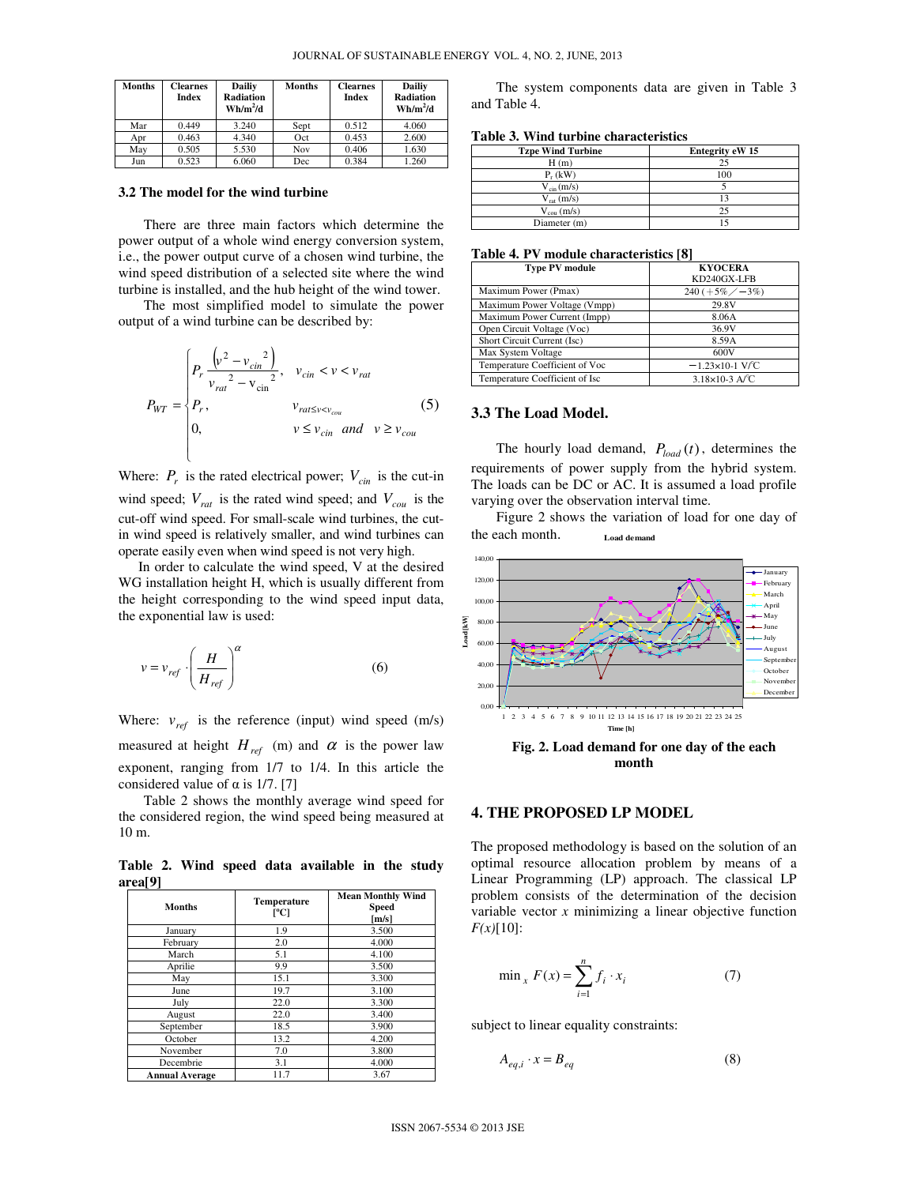| Months | Clearnes Index | Dailiy Radiation Wh/m²/d | Months | Clearnes Index | Dailiy Radiation Wh/m²/d |
|---|---|---|---|---|---|
| Mar | 0.449 | 3.240 | Sept | 0.512 | 4.060 |
| Apr | 0.463 | 4.340 | Oct | 0.453 | 2.600 |
| May | 0.505 | 5.530 | Nov | 0.406 | 1.630 |
| Jun | 0.523 | 6.060 | Dec | 0.384 | 1.260 |

### 3.2 The model for the wind turbine

There are three main factors which determine the power output of a whole wind energy conversion system, i.e., the power output curve of a chosen wind turbine, the wind speed distribution of a selected site where the wind turbine is installed, and the hub height of the wind tower.

The most simplified model to simulate the power output of a wind turbine can be described by:

$$P_{WT} = \begin{cases} P_r \dfrac{\left(v^2 - v_{cin}{}^2\right)}{v_{rat}{}^2 - v_{cin}{}^2}, & v_{cin} < v < v_{rat} \\ P_r, & v_{rat \le v < v_{cou}} \\ 0, & v \le v_{cin} \;\; and \;\; v \ge v_{cou} \end{cases} \tag{5}$$

Where: $P_r$ is the rated electrical power; $V_{cin}$ is the cut-in wind speed; $V_{rat}$ is the rated wind speed; and $V_{cou}$ is the cut-off wind speed. For small-scale wind turbines, the cut-in wind speed is relatively smaller, and wind turbines can operate easily even when wind speed is not very high.

In order to calculate the wind speed, V at the desired WG installation height H, which is usually different from the height corresponding to the wind speed input data, the exponential law is used:

$$v = v_{ref} \cdot \left(\frac{H}{H_{ref}}\right)^{\alpha} \tag{6}$$

Where: $v_{ref}$ is the reference (input) wind speed (m/s) measured at height $H_{ref}$ (m) and $\alpha$ is the power law exponent, ranging from 1/7 to 1/4. In this article the considered value of α is 1/7. [7]

Table 2 shows the monthly average wind speed for the considered region, the wind speed being measured at 10 m.

**Table 2. Wind speed data available in the study area[9]**

| Months | Temperature [ºC] | Mean Monthly Wind Speed [m/s] |
|---|---|---|
| January | 1.9 | 3.500 |
| February | 2.0 | 4.000 |
| March | 5.1 | 4.100 |
| Aprilie | 9.9 | 3.500 |
| May | 15.1 | 3.300 |
| June | 19.7 | 3.100 |
| July | 22.0 | 3.300 |
| August | 22.0 | 3.400 |
| September | 18.5 | 3.900 |
| October | 13.2 | 4.200 |
| November | 7.0 | 3.800 |
| Decembrie | 3.1 | 4.000 |
| **Annual Average** | 11.7 | 3.67 |

The system components data are given in Table 3 and Table 4.

**Table 3. Wind turbine characteristics**

| Tzpe Wind Turbine | Entegrity eW 15 |
|---|---|
| H (m) | 25 |
| $P_r$ (kW) | 100 |
| $V_{cin}$ (m/s) | 5 |
| $V_{rat}$ (m/s) | 13 |
| $V_{cou}$ (m/s) | 25 |
| Diameter (m) | 15 |

**Table 4. PV module characteristics [8]**

| Type PV module | KYOCERA KD240GX-LFB |
|---|---|
| Maximum Power (Pmax) | 240 (+5%／−3%) |
| Maximum Power Voltage (Vmpp) | 29.8V |
| Maximum Power Current (Impp) | 8.06A |
| Open Circuit Voltage (Voc) | 36.9V |
| Short Circuit Current (Isc) | 8.59A |
| Max System Voltage | 600V |
| Temperature Coefficient of Voc | −1.23×10-1 V/℃ |
| Temperature Coefficient of Isc | 3.18×10-3 A/℃ |

### 3.3 The Load Model.

The hourly load demand, $P_{load}(t)$, determines the requirements of power supply from the hybrid system. The loads can be DC or AC. It is assumed a load profile varying over the observation interval time.

Figure 2 shows the variation of load for one day of the each month.

**Fig. 2. Load demand for one day of the each month**

## 4. THE PROPOSED LP MODEL

The proposed methodology is based on the solution of an optimal resource allocation problem by means of a Linear Programming (LP) approach. The classical LP problem consists of the determination of the decision variable vector *x* minimizing a linear objective function *F(x)*[10]:

$$\min_x \; F(x) = \sum_{i=1}^{n} f_i \cdot x_i \tag{7}$$

subject to linear equality constraints:

$$A_{eq,i} \cdot x = B_{eq} \tag{8}$$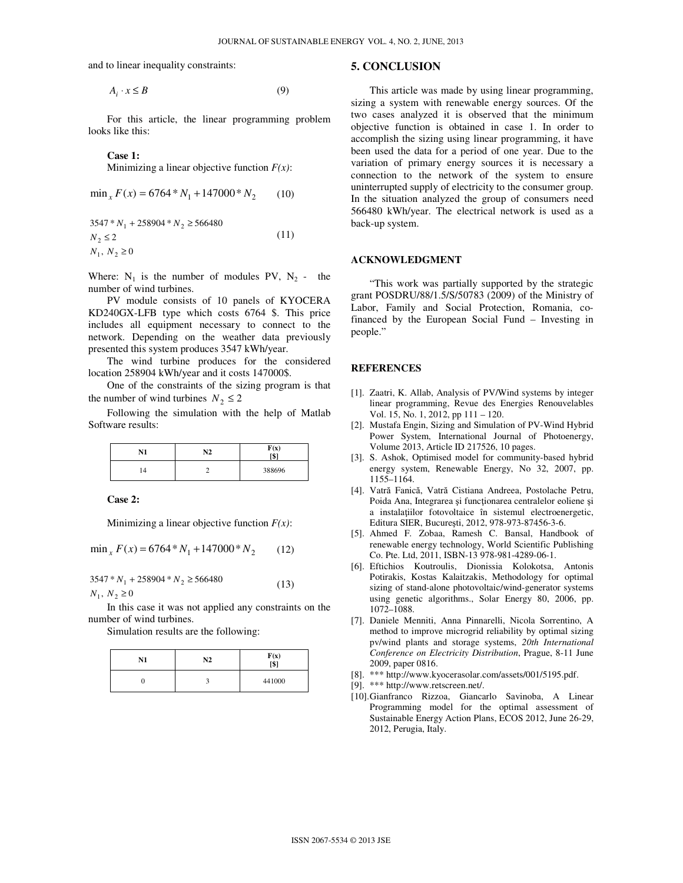and to linear inequality constraints:

$$A_i \cdot x \leq B \tag{9}$$

For this article, the linear programming problem looks like this:

**Case 1:**

Minimizing a linear objective function *F(x)*:

$$\min_x F(x) = 6764 * N_1 + 147000 * N_2 \tag{10}$$

$$\begin{aligned} &3547 * N_1 + 258904 * N_2 \geq 566480 \\ &N_2 \leq 2 \\ &N_1,\ N_2 \geq 0 \end{aligned} \tag{11}$$

Where: $N_1$ is the number of modules PV, $N_2$ - the number of wind turbines.

PV module consists of 10 panels of KYOCERA KD240GX-LFB type which costs 6764 $. This price includes all equipment necessary to connect to the network. Depending on the weather data previously presented this system produces 3547 kWh/year.

The wind turbine produces for the considered location 258904 kWh/year and it costs 147000$.

One of the constraints of the sizing program is that the number of wind turbines $N_2 \leq 2$

Following the simulation with the help of Matlab Software results:

| N1 | N2 | F(x) [$] |
|---|---|---|
| 14 | 2 | 388696 |

**Case 2:**

Minimizing a linear objective function *F(x)*:

$$\min_x F(x) = 6764 * N_1 + 147000 * N_2 \tag{12}$$

$$\begin{aligned} &3547 * N_1 + 258904 * N_2 \geq 566480 \\ &N_1,\ N_2 \geq 0 \end{aligned} \tag{13}$$

In this case it was not applied any constraints on the number of wind turbines.

Simulation results are the following:

| N1 | N2 | F(x) [$] |
|---|---|---|
| 0 | 3 | 441000 |

## 5. CONCLUSION

This article was made by using linear programming, sizing a system with renewable energy sources. Of the two cases analyzed it is observed that the minimum objective function is obtained in case 1. In order to accomplish the sizing using linear programming, it have been used the data for a period of one year. Due to the variation of primary energy sources it is necessary a connection to the network of the system to ensure uninterrupted supply of electricity to the consumer group. In the situation analyzed the group of consumers need 566480 kWh/year. The electrical network is used as a back-up system.

### ACKNOWLEDGMENT

"This work was partially supported by the strategic grant POSDRU/88/1.5/S/50783 (2009) of the Ministry of Labor, Family and Social Protection, Romania, co-financed by the European Social Fund – Investing in people."

### REFERENCES

[1]. Zaatri, K. Allab, Analysis of PV/Wind systems by integer linear programming, Revue des Energies Renouvelables Vol. 15, No. 1, 2012, pp 111 – 120.

[2]. Mustafa Engin, Sizing and Simulation of PV-Wind Hybrid Power System, International Journal of Photoenergy, Volume 2013, Article ID 217526, 10 pages.

[3]. S. Ashok, Optimised model for community-based hybrid energy system, Renewable Energy, No 32, 2007, pp. 1155–1164.

[4]. Vatră Fanică, Vatră Cistiana Andreea, Postolache Petru, Poida Ana, Integrarea şi funcţionarea centralelor eoliene şi a instalaţiilor fotovoltaice în sistemul electroenergetic, Editura SIER, Bucureşti, 2012, 978-973-87456-3-6.

[5]. Ahmed F. Zobaa, Ramesh C. Bansal, Handbook of renewable energy technology, World Scientific Publishing Co. Pte. Ltd, 2011, ISBN-13 978-981-4289-06-1.

[6]. Eftichios Koutroulis, Dionissia Kolokotsa, Antonis Potirakis, Kostas Kalaitzakis, Methodology for optimal sizing of stand-alone photovoltaic/wind-generator systems using genetic algorithms., Solar Energy 80, 2006, pp. 1072–1088.

[7]. Daniele Menniti, Anna Pinnarelli, Nicola Sorrentino, A method to improve microgrid reliability by optimal sizing pv/wind plants and storage systems, *20th International Conference on Electricity Distribution*, Prague, 8-11 June 2009, paper 0816.

[8]. *** http://www.kyocerasolar.com/assets/001/5195.pdf.

[9]. *** http://www.retscreen.net/.

[10]. Gianfranco Rizzoa, Giancarlo Savinoba, A Linear Programming model for the optimal assessment of Sustainable Energy Action Plans, ECOS 2012, June 26-29, 2012, Perugia, Italy.